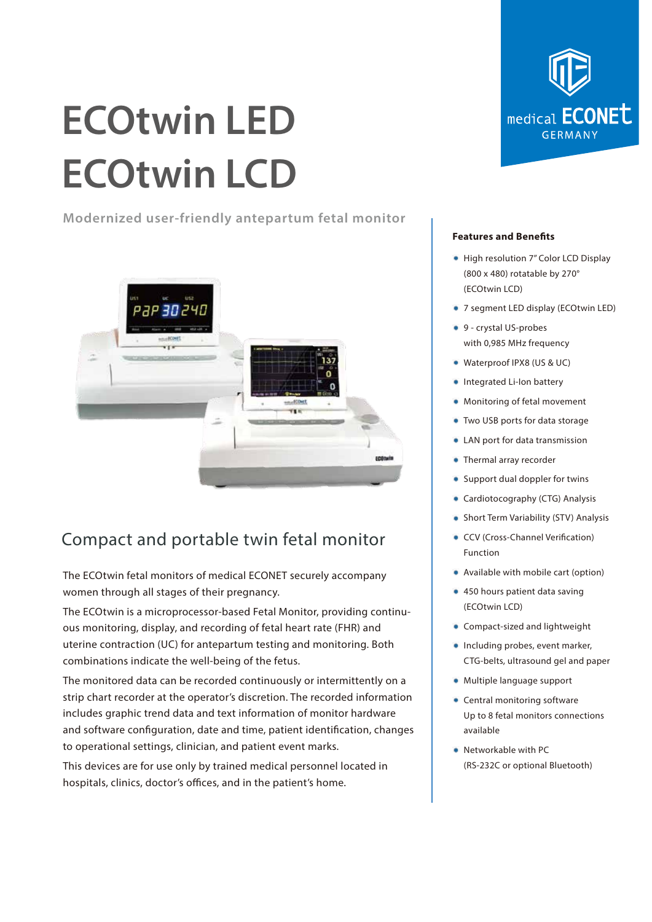# ECOtwin LED
# ECOtwin LCD

Modernized user-friendly antepartum fetal monitor

medical ECONET GERMANY

## Compact and portable twin fetal monitor

The ECOtwin fetal monitors of medical ECONET securely accompany women through all stages of their pregnancy.

The ECOtwin is a microprocessor-based Fetal Monitor, providing continuous monitoring, display, and recording of fetal heart rate (FHR) and uterine contraction (UC) for antepartum testing and monitoring. Both combinations indicate the well-being of the fetus.

The monitored data can be recorded continuously or intermittently on a strip chart recorder at the operator's discretion. The recorded information includes graphic trend data and text information of monitor hardware and software configuration, date and time, patient identification, changes to operational settings, clinician, and patient event marks.

This devices are for use only by trained medical personnel located in hospitals, clinics, doctor's offices, and in the patient's home.

**Features and Benefits**

- High resolution 7" Color LCD Display (800 x 480) rotatable by 270° (ECOtwin LCD)
- 7 segment LED display (ECOtwin LED)
- 9 - crystal US-probes with 0,985 MHz frequency
- Waterproof IPX8 (US & UC)
- Integrated Li-Ion battery
- Monitoring of fetal movement
- Two USB ports for data storage
- LAN port for data transmission
- Thermal array recorder
- Support dual doppler for twins
- Cardiotocography (CTG) Analysis
- Short Term Variability (STV) Analysis
- CCV (Cross-Channel Verification) Function
- Available with mobile cart (option)
- 450 hours patient data saving (ECOtwin LCD)
- Compact-sized and lightweight
- Including probes, event marker, CTG-belts, ultrasound gel and paper
- Multiple language support
- Central monitoring software Up to 8 fetal monitors connections available
- Networkable with PC (RS-232C or optional Bluetooth)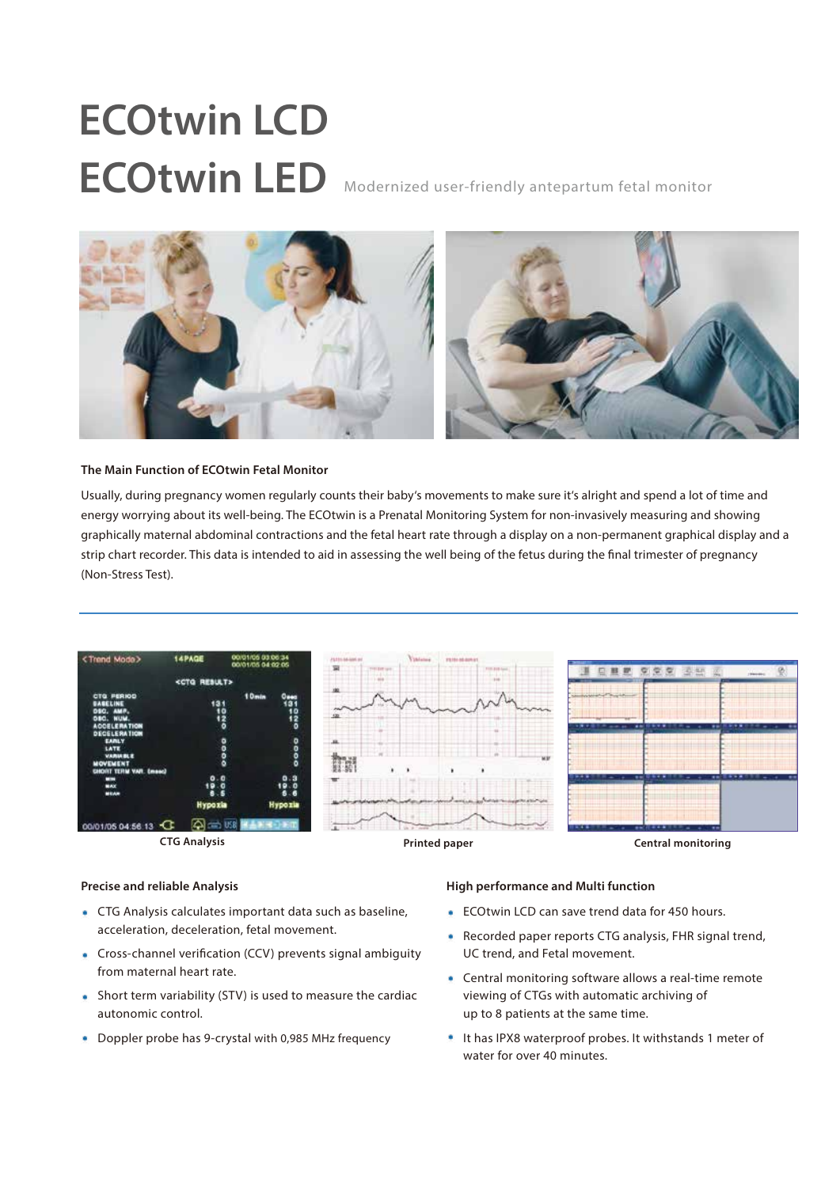# ECOtwin LCD
# ECOtwin LED

Modernized user-friendly antepartum fetal monitor

**The Main Function of ECOtwin Fetal Monitor**

Usually, during pregnancy women regularly counts their baby's movements to make sure it's alright and spend a lot of time and energy worrying about its well-being. The ECOtwin is a Prenatal Monitoring System for non-invasively measuring and showing graphically maternal abdominal contractions and the fetal heart rate through a display on a non-permanent graphical display and a strip chart recorder. This data is intended to aid in assessing the well being of the fetus during the final trimester of pregnancy (Non-Stress Test).

CTG Analysis

Printed paper

Central monitoring

**Precise and reliable Analysis**

- CTG Analysis calculates important data such as baseline, acceleration, deceleration, fetal movement.
- Cross-channel verification (CCV) prevents signal ambiguity from maternal heart rate.
- Short term variability (STV) is used to measure the cardiac autonomic control.
- Doppler probe has 9-crystal with 0,985 MHz frequency

**High performance and Multi function**

- ECOtwin LCD can save trend data for 450 hours.
- Recorded paper reports CTG analysis, FHR signal trend, UC trend, and Fetal movement.
- Central monitoring software allows a real-time remote viewing of CTGs with automatic archiving of up to 8 patients at the same time.
- It has IPX8 waterproof probes. It withstands 1 meter of water for over 40 minutes.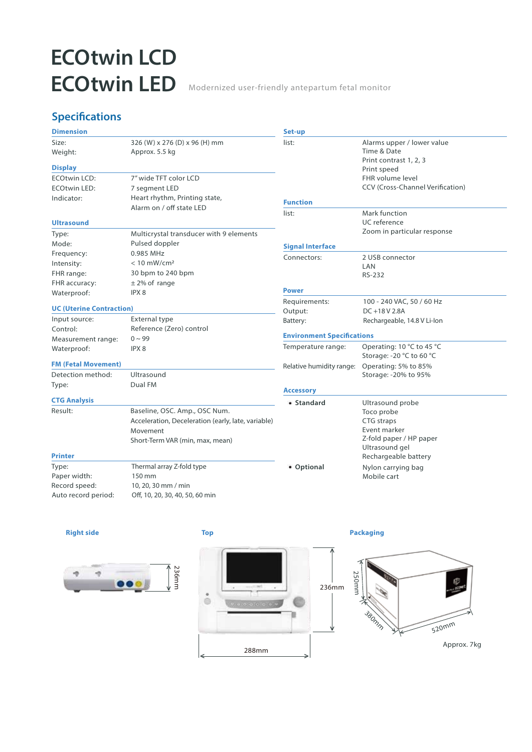# ECOtwin LCD
# ECOtwin LED

Modernized user-friendly antepartum fetal monitor

## Specifications

### Dimension

| | |
|---|---|
| Size: | 326 (W) x 276 (D) x 96 (H) mm |
| Weight: | Approx. 5.5 kg |

### Display

| | |
|---|---|
| ECOtwin LCD: | 7" wide TFT color LCD |
| ECOtwin LED: | 7 segment LED |
| Indicator: | Heart rhythm, Printing state, Alarm on / off state LED |

### Ultrasound

| | |
|---|---|
| Type: | Multicrystal transducer with 9 elements |
| Mode: | Pulsed doppler |
| Frequency: | 0.985 MHz |
| Intensity: | < 10 mW/cm² |
| FHR range: | 30 bpm to 240 bpm |
| FHR accuracy: | ± 2% of range |
| Waterproof: | IPX 8 |

### UC (Uterine Contraction)

| | |
|---|---|
| Input source: | External type |
| Control: | Reference (Zero) control |
| Measurement range: | 0 ~ 99 |
| Waterproof: | IPX 8 |

### FM (Fetal Movement)

| | |
|---|---|
| Detection method: | Ultrasound |
| Type: | Dual FM |

### CTG Analysis

| | |
|---|---|
| Result: | Baseline, OSC. Amp., OSC Num.<br>Acceleration, Deceleration (early, late, variable)<br>Movement<br>Short-Term VAR (min, max, mean) |

### Printer

| | |
|---|---|
| Type: | Thermal array Z-fold type |
| Paper width: | 150 mm |
| Record speed: | 10, 20, 30 mm / min |
| Auto record period: | Off, 10, 20, 30, 40, 50, 60 min |

### Set-up

| | |
|---|---|
| list: | Alarms upper / lower value<br>Time & Date<br>Print contrast 1, 2, 3<br>Print speed<br>FHR volume level<br>CCV (Cross-Channel Verification) |

### Function

| | |
|---|---|
| list: | Mark function<br>UC reference<br>Zoom in particular response |

### Signal Interface

| | |
|---|---|
| Connectors: | 2 USB connector<br>LAN<br>RS-232 |

### Power

| | |
|---|---|
| Requirements: | 100 - 240 VAC, 50 / 60 Hz |
| Output: | DC +18 V 2.8A |
| Battery: | Rechargeable, 14.8 V Li-Ion |

### Environment Specifications

| | |
|---|---|
| Temperature range: | Operating: 10 °C to 45 °C<br>Storage: -20 °C to 60 °C |
| Relative humidity range: | Operating: 5% to 85%<br>Storage: -20% to 95% |

### Accessory

| | |
|---|---|
| • **Standard** | Ultrasound probe<br>Toco probe<br>CTG straps<br>Event marker<br>Z-fold paper / HP paper<br>Ultrasound gel<br>Rechargeable battery |
| • **Optional** | Nylon carrying bag<br>Mobile cart |

**Right side**

236mm

**Top**

236mm

288mm

**Packaging**

250mm

380mm

520mm

Approx. 7kg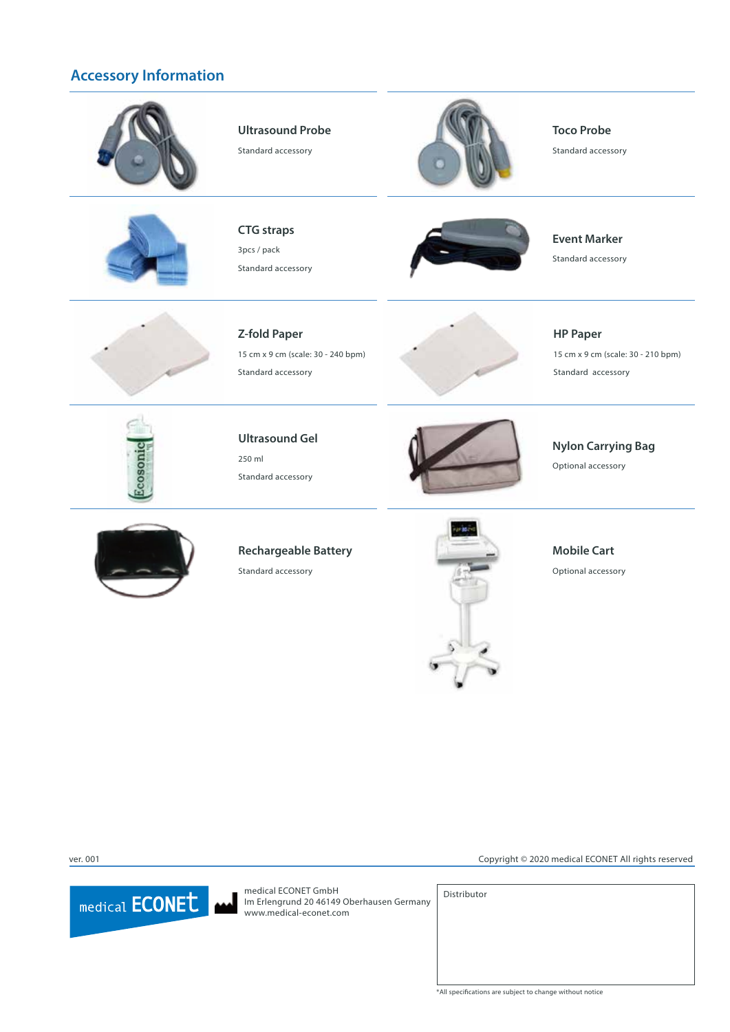## Accessory Information

**Ultrasound Probe**

Standard accessory

**Toco Probe**

Standard accessory

**CTG straps**

3pcs / pack

Standard accessory

**Event Marker**

Standard accessory

**Z-fold Paper**

15 cm x 9 cm (scale: 30 - 240 bpm)

Standard accessory

**HP Paper**

15 cm x 9 cm (scale: 30 - 210 bpm)

Standard accessory

**Ultrasound Gel**

250 ml

Standard accessory

**Nylon Carrying Bag**

Optional accessory

**Rechargeable Battery**

Standard accessory

**Mobile Cart**

Optional accessory

ver. 001

Copyright © 2020 medical ECONET All rights reserved

medical ECONET

medical ECONET GmbH
Im Erlengrund 20 46149 Oberhausen Germany
www.medical-econet.com

Distributor

*All specifications are subject to change without notice